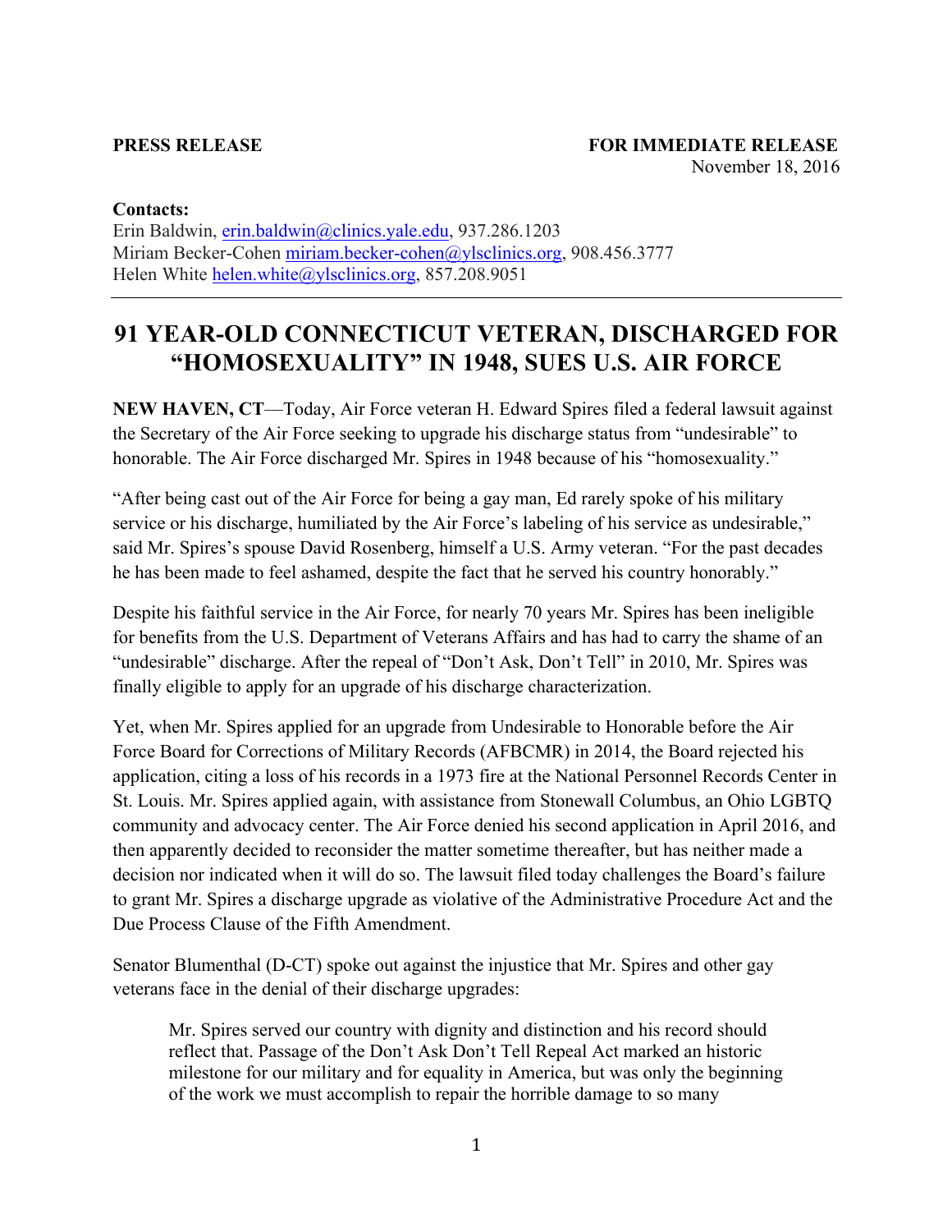**PRESS RELEASE** **FOR IMMEDIATE RELEASE**

November 18, 2016

**Contacts:**
Erin Baldwin, erin.baldwin@clinics.yale.edu, 937.286.1203
Miriam Becker-Cohen miriam.becker-cohen@ylsclinics.org, 908.456.3777
Helen White helen.white@ylsclinics.org, 857.208.9051

---

# 91 YEAR-OLD CONNECTICUT VETERAN, DISCHARGED FOR "HOMOSEXUALITY" IN 1948, SUES U.S. AIR FORCE

**NEW HAVEN, CT**—Today, Air Force veteran H. Edward Spires filed a federal lawsuit against the Secretary of the Air Force seeking to upgrade his discharge status from "undesirable" to honorable. The Air Force discharged Mr. Spires in 1948 because of his "homosexuality."

"After being cast out of the Air Force for being a gay man, Ed rarely spoke of his military service or his discharge, humiliated by the Air Force's labeling of his service as undesirable," said Mr. Spires's spouse David Rosenberg, himself a U.S. Army veteran. "For the past decades he has been made to feel ashamed, despite the fact that he served his country honorably."

Despite his faithful service in the Air Force, for nearly 70 years Mr. Spires has been ineligible for benefits from the U.S. Department of Veterans Affairs and has had to carry the shame of an "undesirable" discharge. After the repeal of "Don't Ask, Don't Tell" in 2010, Mr. Spires was finally eligible to apply for an upgrade of his discharge characterization.

Yet, when Mr. Spires applied for an upgrade from Undesirable to Honorable before the Air Force Board for Corrections of Military Records (AFBCMR) in 2014, the Board rejected his application, citing a loss of his records in a 1973 fire at the National Personnel Records Center in St. Louis. Mr. Spires applied again, with assistance from Stonewall Columbus, an Ohio LGBTQ community and advocacy center. The Air Force denied his second application in April 2016, and then apparently decided to reconsider the matter sometime thereafter, but has neither made a decision nor indicated when it will do so. The lawsuit filed today challenges the Board's failure to grant Mr. Spires a discharge upgrade as violative of the Administrative Procedure Act and the Due Process Clause of the Fifth Amendment.

Senator Blumenthal (D-CT) spoke out against the injustice that Mr. Spires and other gay veterans face in the denial of their discharge upgrades:

> Mr. Spires served our country with dignity and distinction and his record should reflect that. Passage of the Don't Ask Don't Tell Repeal Act marked an historic milestone for our military and for equality in America, but was only the beginning of the work we must accomplish to repair the horrible damage to so many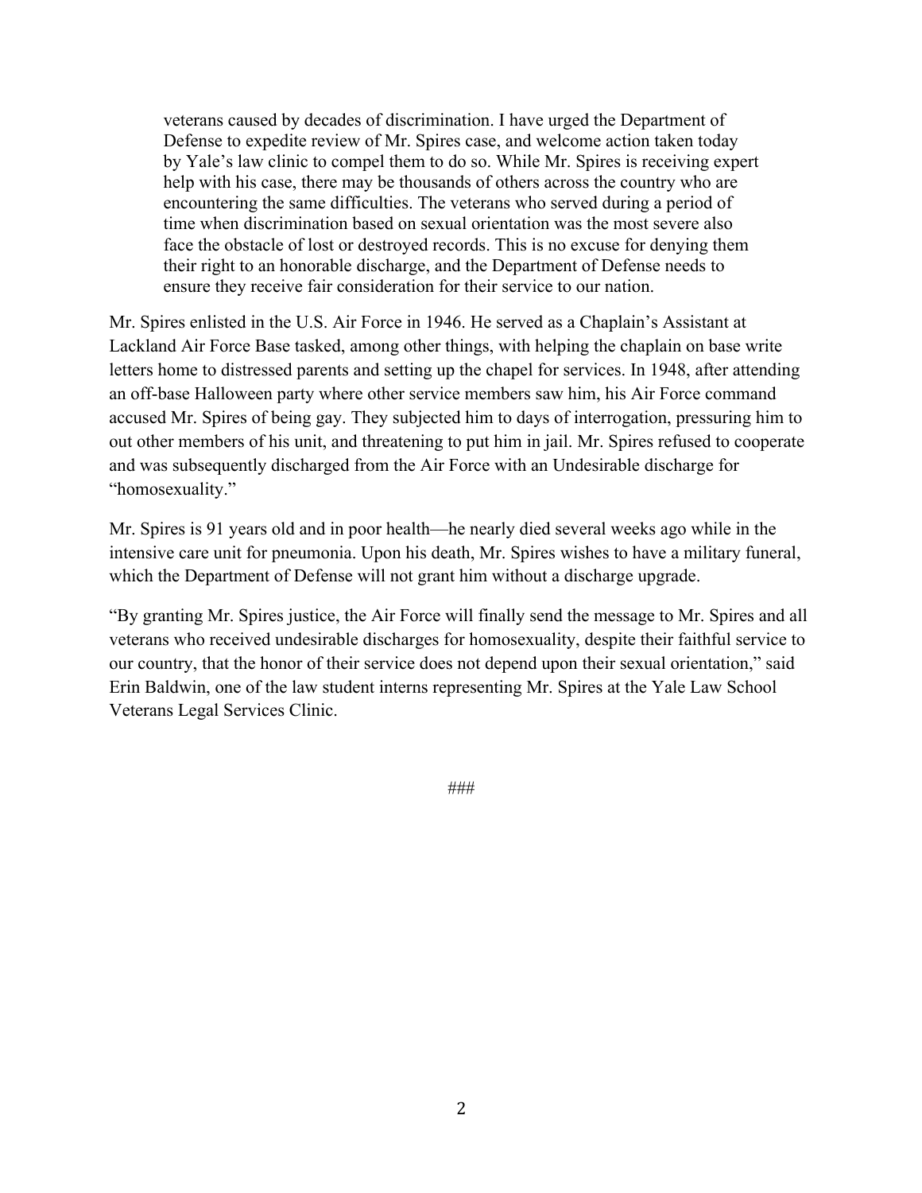> veterans caused by decades of discrimination. I have urged the Department of Defense to expedite review of Mr. Spires case, and welcome action taken today by Yale's law clinic to compel them to do so. While Mr. Spires is receiving expert help with his case, there may be thousands of others across the country who are encountering the same difficulties. The veterans who served during a period of time when discrimination based on sexual orientation was the most severe also face the obstacle of lost or destroyed records. This is no excuse for denying them their right to an honorable discharge, and the Department of Defense needs to ensure they receive fair consideration for their service to our nation.

Mr. Spires enlisted in the U.S. Air Force in 1946. He served as a Chaplain's Assistant at Lackland Air Force Base tasked, among other things, with helping the chaplain on base write letters home to distressed parents and setting up the chapel for services. In 1948, after attending an off-base Halloween party where other service members saw him, his Air Force command accused Mr. Spires of being gay. They subjected him to days of interrogation, pressuring him to out other members of his unit, and threatening to put him in jail. Mr. Spires refused to cooperate and was subsequently discharged from the Air Force with an Undesirable discharge for "homosexuality."

Mr. Spires is 91 years old and in poor health—he nearly died several weeks ago while in the intensive care unit for pneumonia. Upon his death, Mr. Spires wishes to have a military funeral, which the Department of Defense will not grant him without a discharge upgrade.

"By granting Mr. Spires justice, the Air Force will finally send the message to Mr. Spires and all veterans who received undesirable discharges for homosexuality, despite their faithful service to our country, that the honor of their service does not depend upon their sexual orientation," said Erin Baldwin, one of the law student interns representing Mr. Spires at the Yale Law School Veterans Legal Services Clinic.

###